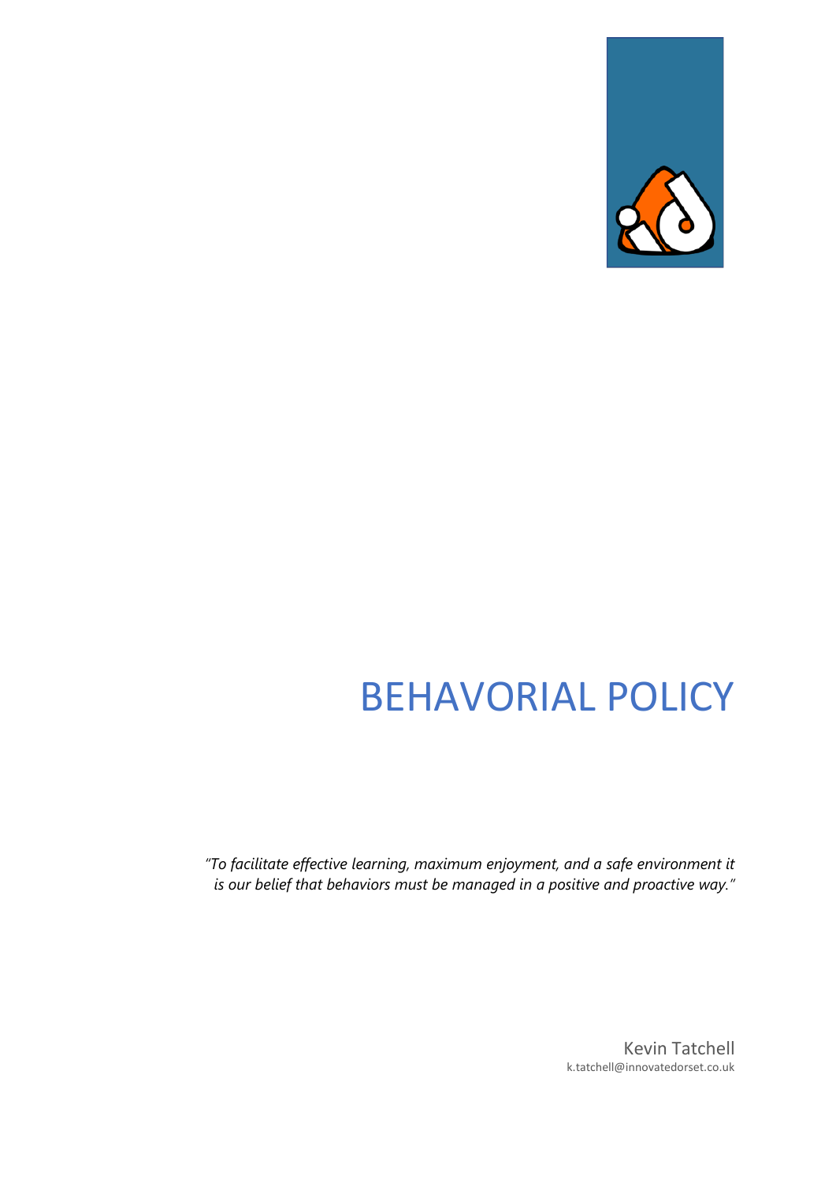# BEHAVORIAL POLICY

*"To facilitate effective learning, maximum enjoyment, and a safe environment it is our belief that behaviors must be managed in a positive and proactive way."*

Kevin Tatchell
k.tatchell@innovatedorset.co.uk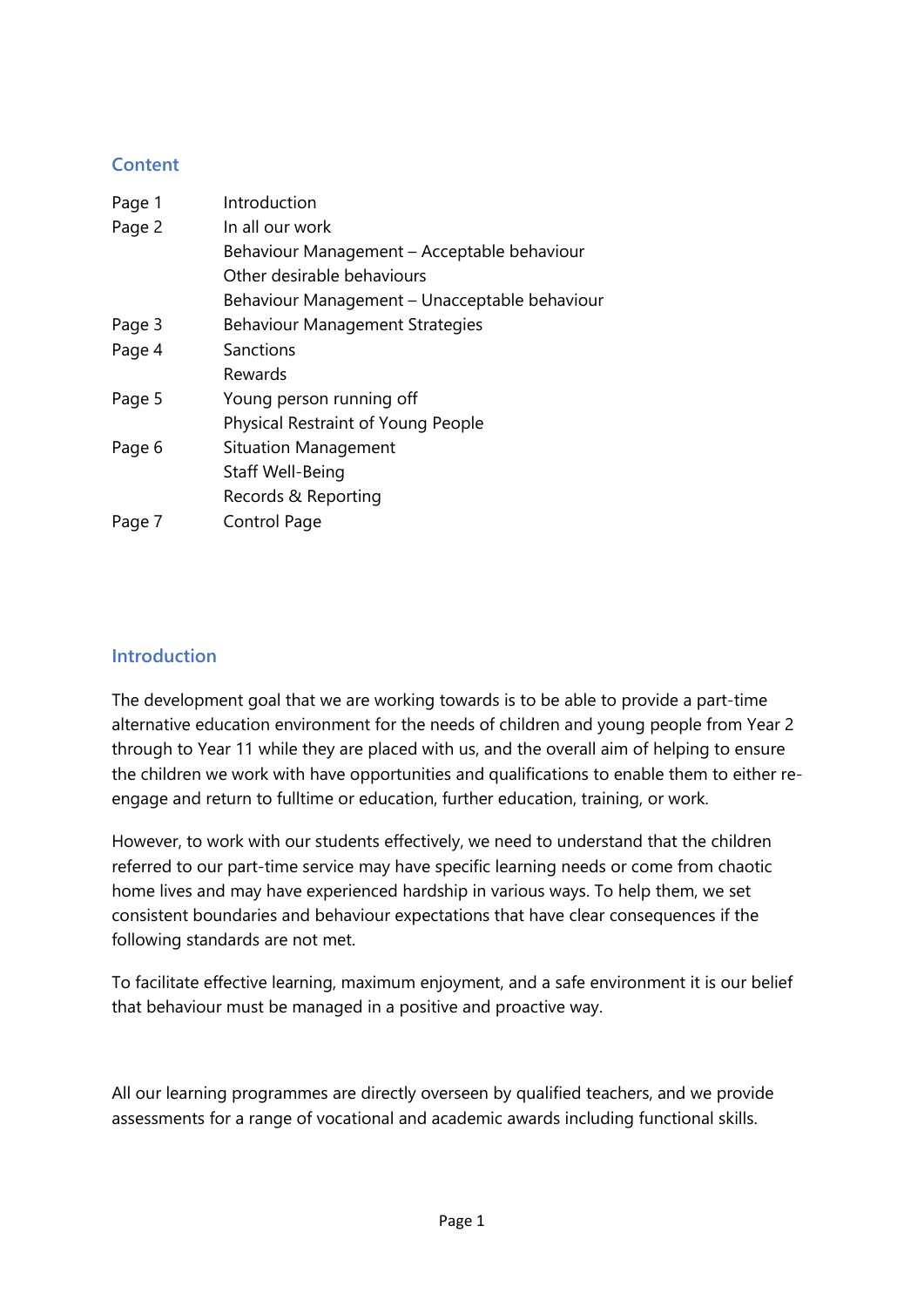## Content

| | |
|---|---|
| Page 1 | Introduction |
| Page 2 | In all our work |
| | Behaviour Management – Acceptable behaviour |
| | Other desirable behaviours |
| | Behaviour Management – Unacceptable behaviour |
| Page 3 | Behaviour Management Strategies |
| Page 4 | Sanctions |
| | Rewards |
| Page 5 | Young person running off |
| | Physical Restraint of Young People |
| Page 6 | Situation Management |
| | Staff Well-Being |
| | Records & Reporting |
| Page 7 | Control Page |

## Introduction

The development goal that we are working towards is to be able to provide a part-time alternative education environment for the needs of children and young people from Year 2 through to Year 11 while they are placed with us, and the overall aim of helping to ensure the children we work with have opportunities and qualifications to enable them to either re-engage and return to fulltime or education, further education, training, or work.

However, to work with our students effectively, we need to understand that the children referred to our part-time service may have specific learning needs or come from chaotic home lives and may have experienced hardship in various ways. To help them, we set consistent boundaries and behaviour expectations that have clear consequences if the following standards are not met.

To facilitate effective learning, maximum enjoyment, and a safe environment it is our belief that behaviour must be managed in a positive and proactive way.

All our learning programmes are directly overseen by qualified teachers, and we provide assessments for a range of vocational and academic awards including functional skills.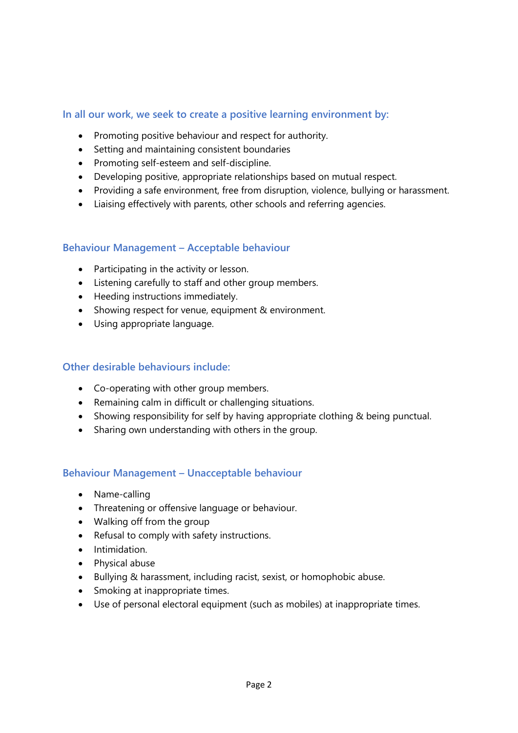### In all our work, we seek to create a positive learning environment by:

- Promoting positive behaviour and respect for authority.
- Setting and maintaining consistent boundaries
- Promoting self-esteem and self-discipline.
- Developing positive, appropriate relationships based on mutual respect.
- Providing a safe environment, free from disruption, violence, bullying or harassment.
- Liaising effectively with parents, other schools and referring agencies.

### Behaviour Management – Acceptable behaviour

- Participating in the activity or lesson.
- Listening carefully to staff and other group members.
- Heeding instructions immediately.
- Showing respect for venue, equipment & environment.
- Using appropriate language.

### Other desirable behaviours include:

- Co-operating with other group members.
- Remaining calm in difficult or challenging situations.
- Showing responsibility for self by having appropriate clothing & being punctual.
- Sharing own understanding with others in the group.

### Behaviour Management – Unacceptable behaviour

- Name-calling
- Threatening or offensive language or behaviour.
- Walking off from the group
- Refusal to comply with safety instructions.
- Intimidation.
- Physical abuse
- Bullying & harassment, including racist, sexist, or homophobic abuse.
- Smoking at inappropriate times.
- Use of personal electoral equipment (such as mobiles) at inappropriate times.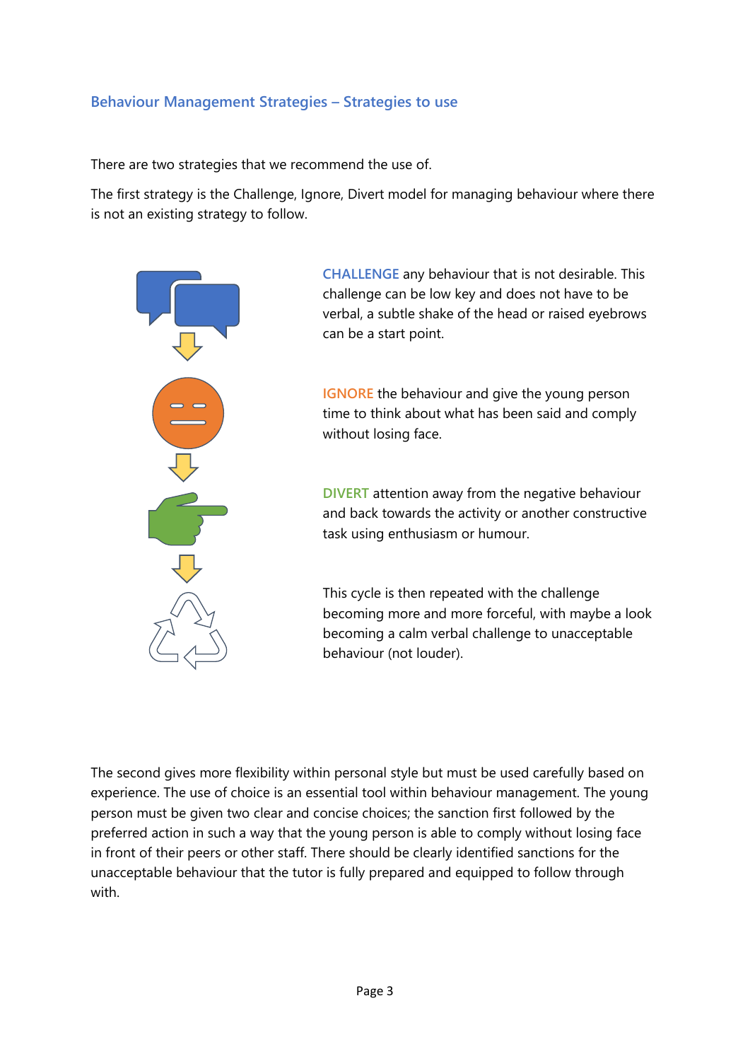## Behaviour Management Strategies – Strategies to use

There are two strategies that we recommend the use of.

The first strategy is the Challenge, Ignore, Divert model for managing behaviour where there is not an existing strategy to follow.

CHALLENGE any behaviour that is not desirable. This challenge can be low key and does not have to be verbal, a subtle shake of the head or raised eyebrows can be a start point.

IGNORE the behaviour and give the young person time to think about what has been said and comply without losing face.

DIVERT attention away from the negative behaviour and back towards the activity or another constructive task using enthusiasm or humour.

This cycle is then repeated with the challenge becoming more and more forceful, with maybe a look becoming a calm verbal challenge to unacceptable behaviour (not louder).

The second gives more flexibility within personal style but must be used carefully based on experience. The use of choice is an essential tool within behaviour management. The young person must be given two clear and concise choices; the sanction first followed by the preferred action in such a way that the young person is able to comply without losing face in front of their peers or other staff. There should be clearly identified sanctions for the unacceptable behaviour that the tutor is fully prepared and equipped to follow through with.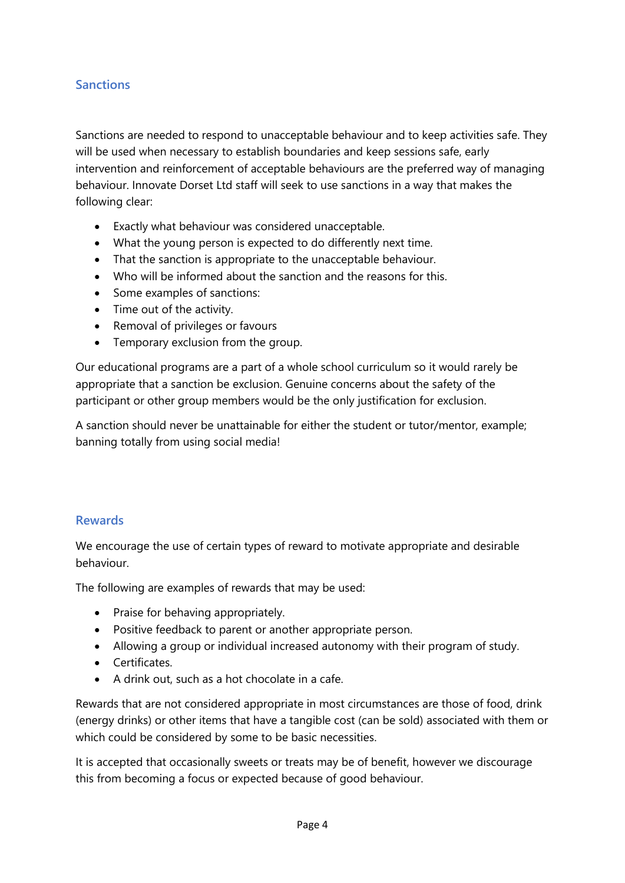## Sanctions

Sanctions are needed to respond to unacceptable behaviour and to keep activities safe. They will be used when necessary to establish boundaries and keep sessions safe, early intervention and reinforcement of acceptable behaviours are the preferred way of managing behaviour. Innovate Dorset Ltd staff will seek to use sanctions in a way that makes the following clear:

- Exactly what behaviour was considered unacceptable.
- What the young person is expected to do differently next time.
- That the sanction is appropriate to the unacceptable behaviour.
- Who will be informed about the sanction and the reasons for this.
- Some examples of sanctions:
- Time out of the activity.
- Removal of privileges or favours
- Temporary exclusion from the group.

Our educational programs are a part of a whole school curriculum so it would rarely be appropriate that a sanction be exclusion. Genuine concerns about the safety of the participant or other group members would be the only justification for exclusion.

A sanction should never be unattainable for either the student or tutor/mentor, example; banning totally from using social media!

## Rewards

We encourage the use of certain types of reward to motivate appropriate and desirable behaviour.

The following are examples of rewards that may be used:

- Praise for behaving appropriately.
- Positive feedback to parent or another appropriate person.
- Allowing a group or individual increased autonomy with their program of study.
- Certificates.
- A drink out, such as a hot chocolate in a cafe.

Rewards that are not considered appropriate in most circumstances are those of food, drink (energy drinks) or other items that have a tangible cost (can be sold) associated with them or which could be considered by some to be basic necessities.

It is accepted that occasionally sweets or treats may be of benefit, however we discourage this from becoming a focus or expected because of good behaviour.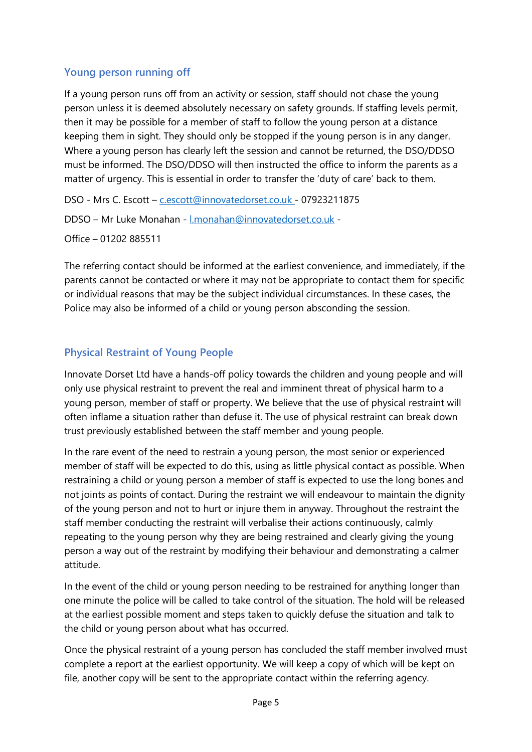## Young person running off

If a young person runs off from an activity or session, staff should not chase the young person unless it is deemed absolutely necessary on safety grounds. If staffing levels permit, then it may be possible for a member of staff to follow the young person at a distance keeping them in sight. They should only be stopped if the young person is in any danger. Where a young person has clearly left the session and cannot be returned, the DSO/DDSO must be informed. The DSO/DDSO will then instructed the office to inform the parents as a matter of urgency. This is essential in order to transfer the 'duty of care' back to them.

DSO - Mrs C. Escott – c.escott@innovatedorset.co.uk - 07923211875

DDSO – Mr Luke Monahan - l.monahan@innovatedorset.co.uk -

Office – 01202 885511

The referring contact should be informed at the earliest convenience, and immediately, if the parents cannot be contacted or where it may not be appropriate to contact them for specific or individual reasons that may be the subject individual circumstances. In these cases, the Police may also be informed of a child or young person absconding the session.

## Physical Restraint of Young People

Innovate Dorset Ltd have a hands-off policy towards the children and young people and will only use physical restraint to prevent the real and imminent threat of physical harm to a young person, member of staff or property. We believe that the use of physical restraint will often inflame a situation rather than defuse it. The use of physical restraint can break down trust previously established between the staff member and young people.

In the rare event of the need to restrain a young person, the most senior or experienced member of staff will be expected to do this, using as little physical contact as possible. When restraining a child or young person a member of staff is expected to use the long bones and not joints as points of contact. During the restraint we will endeavour to maintain the dignity of the young person and not to hurt or injure them in anyway. Throughout the restraint the staff member conducting the restraint will verbalise their actions continuously, calmly repeating to the young person why they are being restrained and clearly giving the young person a way out of the restraint by modifying their behaviour and demonstrating a calmer attitude.

In the event of the child or young person needing to be restrained for anything longer than one minute the police will be called to take control of the situation. The hold will be released at the earliest possible moment and steps taken to quickly defuse the situation and talk to the child or young person about what has occurred.

Once the physical restraint of a young person has concluded the staff member involved must complete a report at the earliest opportunity. We will keep a copy of which will be kept on file, another copy will be sent to the appropriate contact within the referring agency.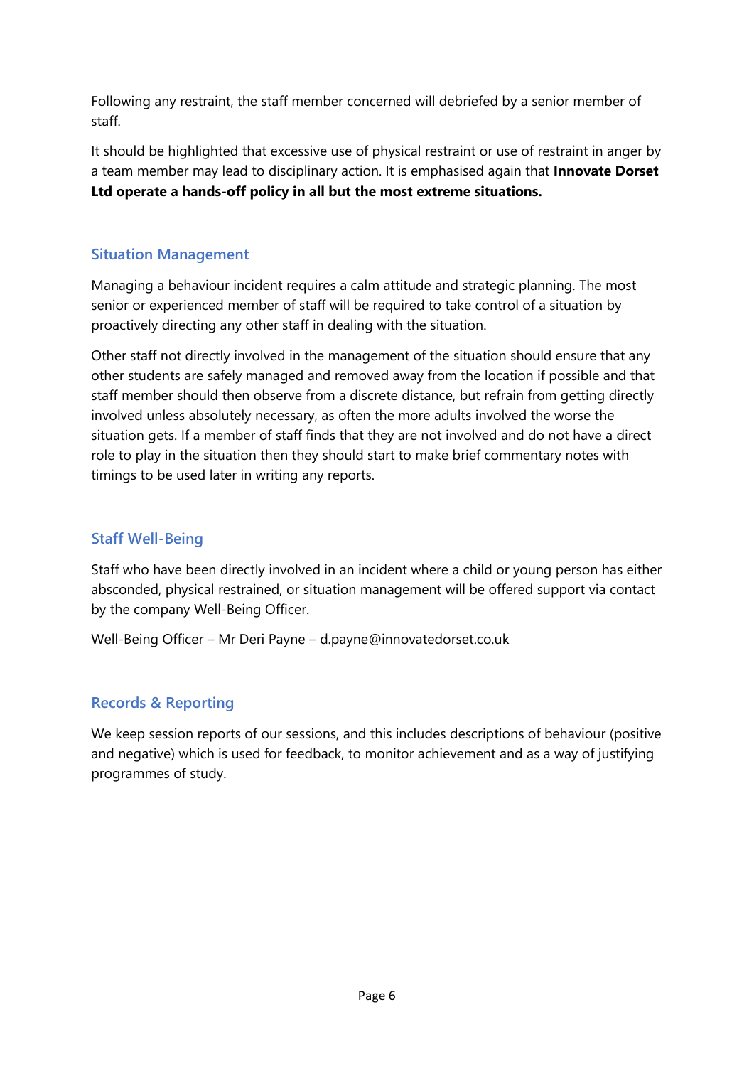Following any restraint, the staff member concerned will debriefed by a senior member of staff.

It should be highlighted that excessive use of physical restraint or use of restraint in anger by a team member may lead to disciplinary action. It is emphasised again that **Innovate Dorset Ltd operate a hands-off policy in all but the most extreme situations.**

## Situation Management

Managing a behaviour incident requires a calm attitude and strategic planning. The most senior or experienced member of staff will be required to take control of a situation by proactively directing any other staff in dealing with the situation.

Other staff not directly involved in the management of the situation should ensure that any other students are safely managed and removed away from the location if possible and that staff member should then observe from a discrete distance, but refrain from getting directly involved unless absolutely necessary, as often the more adults involved the worse the situation gets. If a member of staff finds that they are not involved and do not have a direct role to play in the situation then they should start to make brief commentary notes with timings to be used later in writing any reports.

## Staff Well-Being

Staff who have been directly involved in an incident where a child or young person has either absconded, physical restrained, or situation management will be offered support via contact by the company Well-Being Officer.

Well-Being Officer – Mr Deri Payne – d.payne@innovatedorset.co.uk

## Records & Reporting

We keep session reports of our sessions, and this includes descriptions of behaviour (positive and negative) which is used for feedback, to monitor achievement and as a way of justifying programmes of study.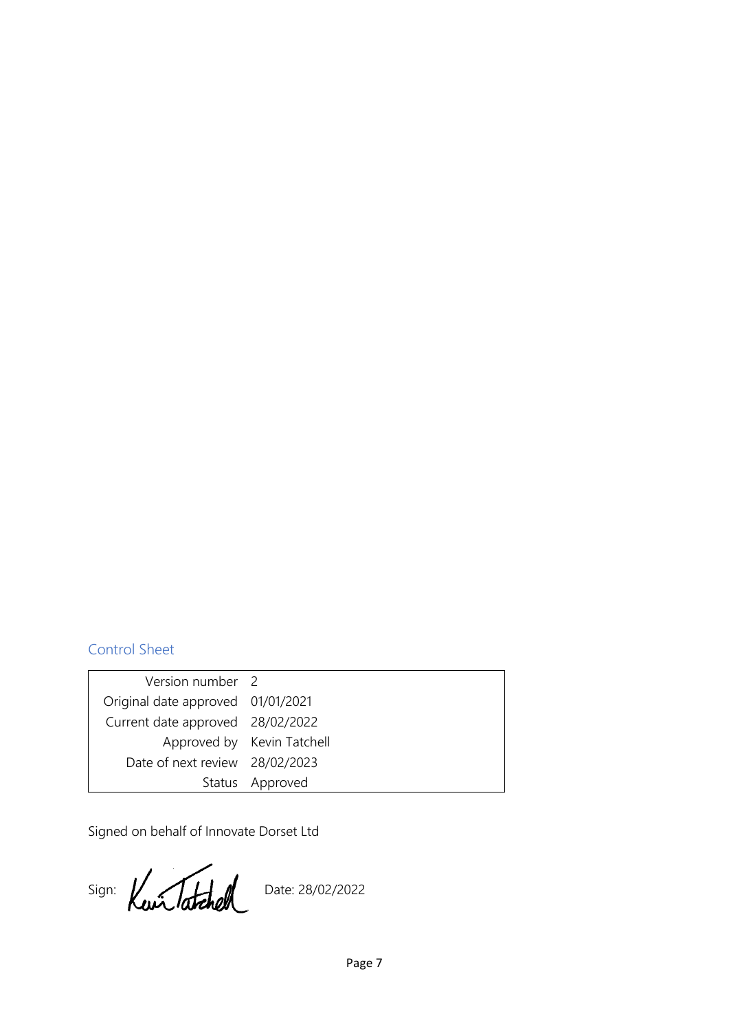## Control Sheet

| | |
|---|---|
| Version number | 2 |
| Original date approved | 01/01/2021 |
| Current date approved | 28/02/2022 |
| Approved by | Kevin Tatchell |
| Date of next review | 28/02/2023 |
| Status | Approved |

Signed on behalf of Innovate Dorset Ltd

Sign: Kevin Tatchell Date: 28/02/2022